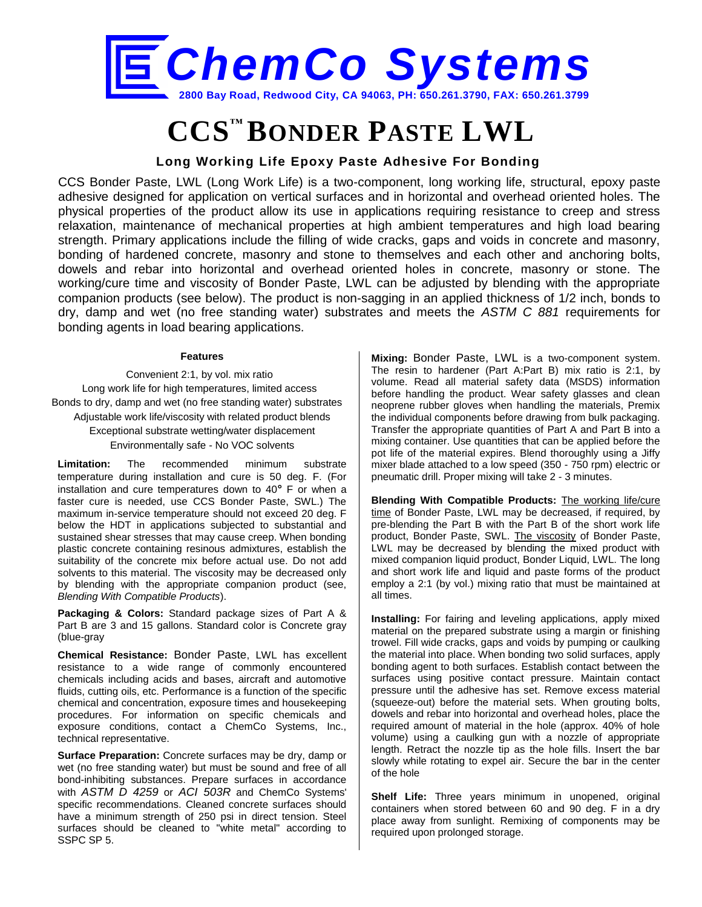# ChemCo Systems

2800 Bay Road, Redwood City, CA 94063, PH: 650.261.3790, FAX: 650.261.3799

# CCS™ BONDER PASTE LWL

### Long Working Life Epoxy Paste Adhesive For Bonding

CCS Bonder Paste, LWL (Long Work Life) is a two-component, long working life, structural, epoxy paste adhesive designed for application on vertical surfaces and in horizontal and overhead oriented holes. The physical properties of the product allow its use in applications requiring resistance to creep and stress relaxation, maintenance of mechanical properties at high ambient temperatures and high load bearing strength. Primary applications include the filling of wide cracks, gaps and voids in concrete and masonry, bonding of hardened concrete, masonry and stone to themselves and each other and anchoring bolts, dowels and rebar into horizontal and overhead oriented holes in concrete, masonry or stone. The working/cure time and viscosity of Bonder Paste, LWL can be adjusted by blending with the appropriate companion products (see below). The product is non-sagging in an applied thickness of 1/2 inch, bonds to dry, damp and wet (no free standing water) substrates and meets the *ASTM C 881* requirements for bonding agents in load bearing applications.

#### Features

Convenient 2:1, by vol. mix ratio
Long work life for high temperatures, limited access
Bonds to dry, damp and wet (no free standing water) substrates
Adjustable work life/viscosity with related product blends
Exceptional substrate wetting/water displacement
Environmentally safe - No VOC solvents

**Limitation:** The recommended minimum substrate temperature during installation and cure is 50 deg. F. (For installation and cure temperatures down to 40° F or when a faster cure is needed, use CCS Bonder Paste, SWL.) The maximum in-service temperature should not exceed 20 deg. F below the HDT in applications subjected to substantial and sustained shear stresses that may cause creep. When bonding plastic concrete containing resinous admixtures, establish the suitability of the concrete mix before actual use. Do not add solvents to this material. The viscosity may be decreased only by blending with the appropriate companion product (see, *Blending With Compatible Products*).

**Packaging & Colors:** Standard package sizes of Part A & Part B are 3 and 15 gallons. Standard color is Concrete gray (blue-gray

**Chemical Resistance:** Bonder Paste, LWL has excellent resistance to a wide range of commonly encountered chemicals including acids and bases, aircraft and automotive fluids, cutting oils, etc. Performance is a function of the specific chemical and concentration, exposure times and housekeeping procedures. For information on specific chemicals and exposure conditions, contact a ChemCo Systems, Inc., technical representative.

**Surface Preparation:** Concrete surfaces may be dry, damp or wet (no free standing water) but must be sound and free of all bond-inhibiting substances. Prepare surfaces in accordance with *ASTM D 4259* or *ACI 503R* and ChemCo Systems' specific recommendations. Cleaned concrete surfaces should have a minimum strength of 250 psi in direct tension. Steel surfaces should be cleaned to "white metal" according to SSPC SP 5.

**Mixing:** Bonder Paste, LWL is a two-component system. The resin to hardener (Part A:Part B) mix ratio is 2:1, by volume. Read all material safety data (MSDS) information before handling the product. Wear safety glasses and clean neoprene rubber gloves when handling the materials, Premix the individual components before drawing from bulk packaging. Transfer the appropriate quantities of Part A and Part B into a mixing container. Use quantities that can be applied before the pot life of the material expires. Blend thoroughly using a Jiffy mixer blade attached to a low speed (350 - 750 rpm) electric or pneumatic drill. Proper mixing will take 2 - 3 minutes.

**Blending With Compatible Products:** The working life/cure time of Bonder Paste, LWL may be decreased, if required, by pre-blending the Part B with the Part B of the short work life product, Bonder Paste, SWL. The viscosity of Bonder Paste, LWL may be decreased by blending the mixed product with mixed companion liquid product, Bonder Liquid, LWL. The long and short work life and liquid and paste forms of the product employ a 2:1 (by vol.) mixing ratio that must be maintained at all times.

**Installing:** For fairing and leveling applications, apply mixed material on the prepared substrate using a margin or finishing trowel. Fill wide cracks, gaps and voids by pumping or caulking the material into place. When bonding two solid surfaces, apply bonding agent to both surfaces. Establish contact between the surfaces using positive contact pressure. Maintain contact pressure until the adhesive has set. Remove excess material (squeeze-out) before the material sets. When grouting bolts, dowels and rebar into horizontal and overhead holes, place the required amount of material in the hole (approx. 40% of hole volume) using a caulking gun with a nozzle of appropriate length. Retract the nozzle tip as the hole fills. Insert the bar slowly while rotating to expel air. Secure the bar in the center of the hole

**Shelf Life:** Three years minimum in unopened, original containers when stored between 60 and 90 deg. F in a dry place away from sunlight. Remixing of components may be required upon prolonged storage.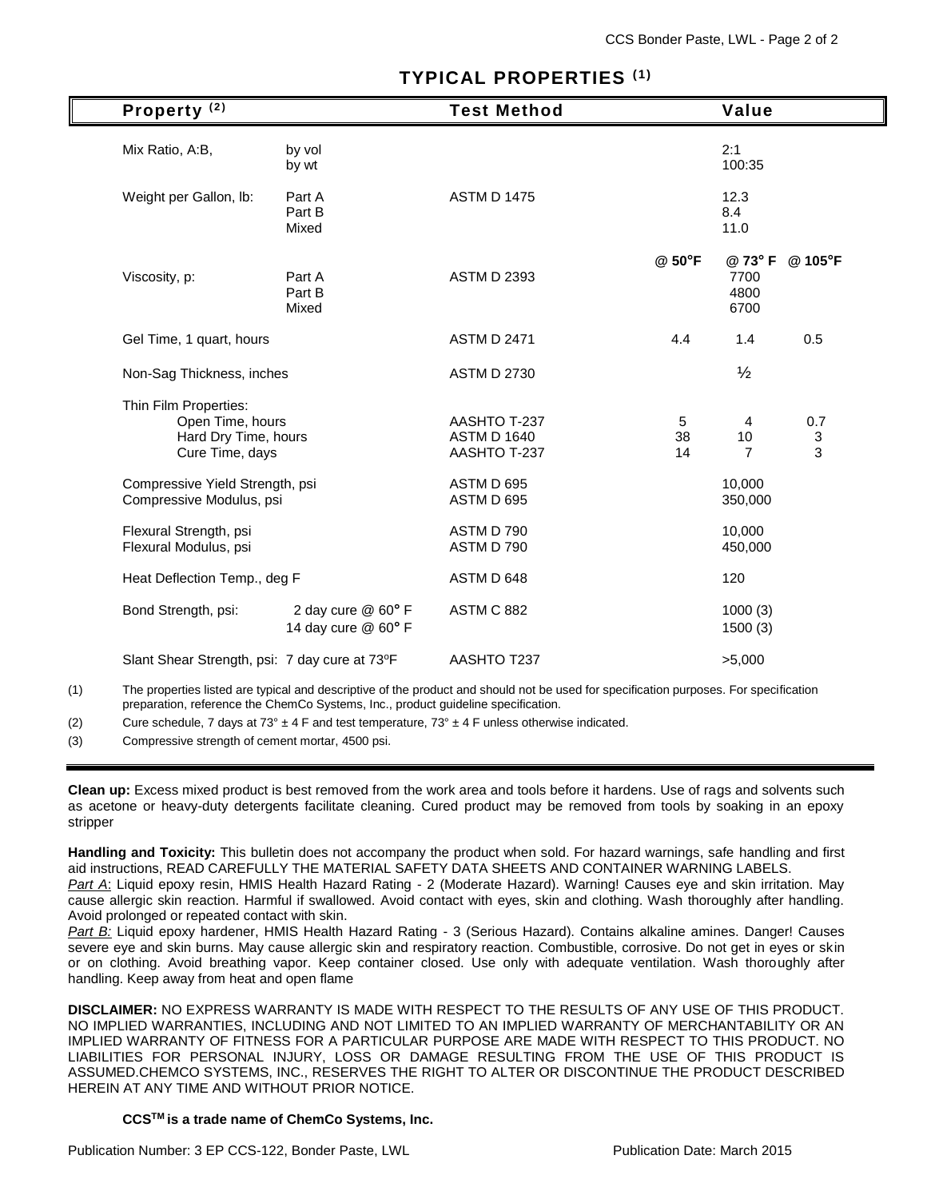## TYPICAL PROPERTIES [1]

| Property [2] | | Test Method | | Value | |
|---|---|---|---|---|---|
| Mix Ratio, A:B, | by vol | | | 2:1 | |
| | by wt | | | 100:35 | |
| Weight per Gallon, lb: | Part A | ASTM D 1475 | | 12.3 | |
| | Part B | | | 8.4 | |
| | Mixed | | | 11.0 | |
| | | | @ 50°F | @ 73° F | @ 105°F |
| Viscosity, p: | Part A | ASTM D 2393 | | 7700 | |
| | Part B | | | 4800 | |
| | Mixed | | | 6700 | |
| Gel Time, 1 quart, hours | | ASTM D 2471 | 4.4 | 1.4 | 0.5 |
| Non-Sag Thickness, inches | | ASTM D 2730 | | ½ | |
| Thin Film Properties: | | | | | |
| Open Time, hours | | AASHTO T-237 | 5 | 4 | 0.7 |
| Hard Dry Time, hours | | ASTM D 1640 | 38 | 10 | 3 |
| Cure Time, days | | AASHTO T-237 | 14 | 7 | 3 |
| Compressive Yield Strength, psi | | ASTM D 695 | | 10,000 | |
| Compressive Modulus, psi | | ASTM D 695 | | 350,000 | |
| Flexural Strength, psi | | ASTM D 790 | | 10,000 | |
| Flexural Modulus, psi | | ASTM D 790 | | 450,000 | |
| Heat Deflection Temp., deg F | | ASTM D 648 | | 120 | |
| Bond Strength, psi: | 2 day cure @ 60° F | ASTM C 882 | | 1000 (3) | |
| | 14 day cure @ 60° F | | | 1500 (3) | |
| Slant Shear Strength, psi: 7 day cure at 73ºF | | AASHTO T237 | | >5,000 | |

(1) The properties listed are typical and descriptive of the product and should not be used for specification purposes. For specification preparation, reference the ChemCo Systems, Inc., product guideline specification.

(2) Cure schedule, 7 days at 73° ± 4 F and test temperature, 73° ± 4 F unless otherwise indicated.

(3) Compressive strength of cement mortar, 4500 psi.

**Clean up:** Excess mixed product is best removed from the work area and tools before it hardens. Use of rags and solvents such as acetone or heavy-duty detergents facilitate cleaning. Cured product may be removed from tools by soaking in an epoxy stripper

**Handling and Toxicity:** This bulletin does not accompany the product when sold. For hazard warnings, safe handling and first aid instructions, READ CAREFULLY THE MATERIAL SAFETY DATA SHEETS AND CONTAINER WARNING LABELS.

*Part A*: Liquid epoxy resin, HMIS Health Hazard Rating - 2 (Moderate Hazard). Warning! Causes eye and skin irritation. May cause allergic skin reaction. Harmful if swallowed. Avoid contact with eyes, skin and clothing. Wash thoroughly after handling. Avoid prolonged or repeated contact with skin.

*Part B:* Liquid epoxy hardener, HMIS Health Hazard Rating - 3 (Serious Hazard). Contains alkaline amines. Danger! Causes severe eye and skin burns. May cause allergic skin and respiratory reaction. Combustible, corrosive. Do not get in eyes or skin or on clothing. Avoid breathing vapor. Keep container closed. Use only with adequate ventilation. Wash thoroughly after handling. Keep away from heat and open flame

**DISCLAIMER:** NO EXPRESS WARRANTY IS MADE WITH RESPECT TO THE RESULTS OF ANY USE OF THIS PRODUCT. NO IMPLIED WARRANTIES, INCLUDING AND NOT LIMITED TO AN IMPLIED WARRANTY OF MERCHANTABILITY OR AN IMPLIED WARRANTY OF FITNESS FOR A PARTICULAR PURPOSE ARE MADE WITH RESPECT TO THIS PRODUCT. NO LIABILITIES FOR PERSONAL INJURY, LOSS OR DAMAGE RESULTING FROM THE USE OF THIS PRODUCT IS ASSUMED.CHEMCO SYSTEMS, INC., RESERVES THE RIGHT TO ALTER OR DISCONTINUE THE PRODUCT DESCRIBED HEREIN AT ANY TIME AND WITHOUT PRIOR NOTICE.

**CCS™ is a trade name of ChemCo Systems, Inc.**

Publication Number: 3 EP CCS-122, Bonder Paste, LWL    Publication Date: March 2015